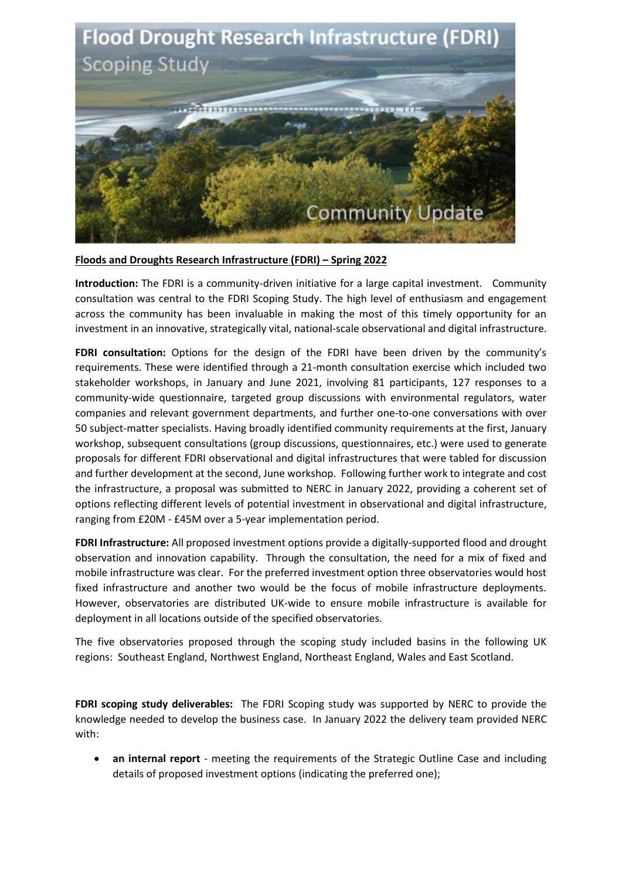# Flood Drought Research Infrastructure (FDRI)

Scoping Study

Community Update

**Floods and Droughts Research Infrastructure (FDRI) – Spring 2022**

**Introduction:** The FDRI is a community-driven initiative for a large capital investment. Community consultation was central to the FDRI Scoping Study. The high level of enthusiasm and engagement across the community has been invaluable in making the most of this timely opportunity for an investment in an innovative, strategically vital, national-scale observational and digital infrastructure.

**FDRI consultation:** Options for the design of the FDRI have been driven by the community's requirements. These were identified through a 21-month consultation exercise which included two stakeholder workshops, in January and June 2021, involving 81 participants, 127 responses to a community-wide questionnaire, targeted group discussions with environmental regulators, water companies and relevant government departments, and further one-to-one conversations with over 50 subject-matter specialists. Having broadly identified community requirements at the first, January workshop, subsequent consultations (group discussions, questionnaires, etc.) were used to generate proposals for different FDRI observational and digital infrastructures that were tabled for discussion and further development at the second, June workshop. Following further work to integrate and cost the infrastructure, a proposal was submitted to NERC in January 2022, providing a coherent set of options reflecting different levels of potential investment in observational and digital infrastructure, ranging from £20M - £45M over a 5-year implementation period.

**FDRI Infrastructure:** All proposed investment options provide a digitally-supported flood and drought observation and innovation capability. Through the consultation, the need for a mix of fixed and mobile infrastructure was clear. For the preferred investment option three observatories would host fixed infrastructure and another two would be the focus of mobile infrastructure deployments. However, observatories are distributed UK-wide to ensure mobile infrastructure is available for deployment in all locations outside of the specified observatories.

The five observatories proposed through the scoping study included basins in the following UK regions: Southeast England, Northwest England, Northeast England, Wales and East Scotland.

**FDRI scoping study deliverables:** The FDRI Scoping study was supported by NERC to provide the knowledge needed to develop the business case. In January 2022 the delivery team provided NERC with:

- **an internal report** - meeting the requirements of the Strategic Outline Case and including details of proposed investment options (indicating the preferred one);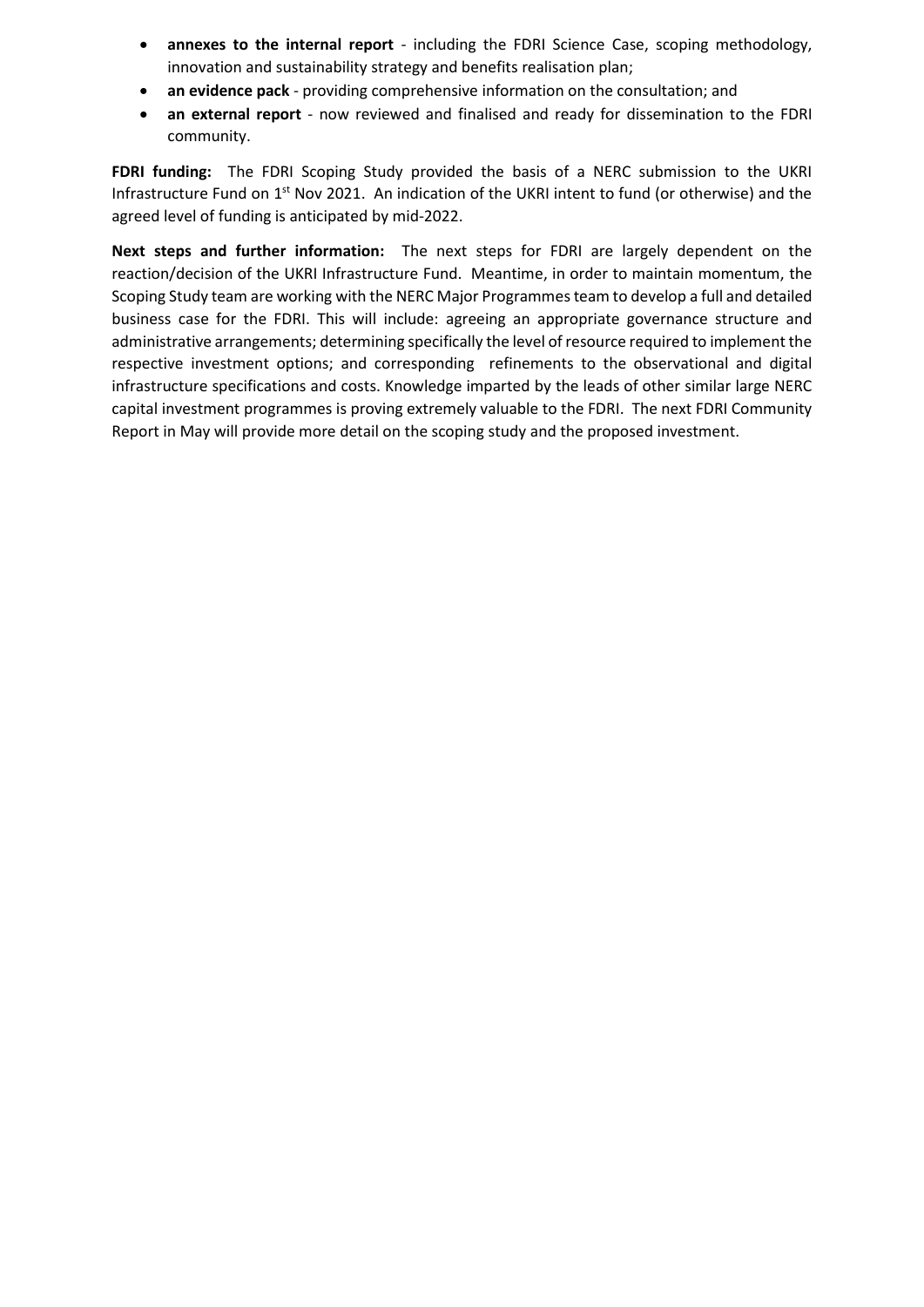- **annexes to the internal report** - including the FDRI Science Case, scoping methodology, innovation and sustainability strategy and benefits realisation plan;
- **an evidence pack** - providing comprehensive information on the consultation; and
- **an external report** - now reviewed and finalised and ready for dissemination to the FDRI community.

**FDRI funding:** The FDRI Scoping Study provided the basis of a NERC submission to the UKRI Infrastructure Fund on 1st Nov 2021. An indication of the UKRI intent to fund (or otherwise) and the agreed level of funding is anticipated by mid-2022.

**Next steps and further information:** The next steps for FDRI are largely dependent on the reaction/decision of the UKRI Infrastructure Fund. Meantime, in order to maintain momentum, the Scoping Study team are working with the NERC Major Programmes team to develop a full and detailed business case for the FDRI. This will include: agreeing an appropriate governance structure and administrative arrangements; determining specifically the level of resource required to implement the respective investment options; and corresponding refinements to the observational and digital infrastructure specifications and costs. Knowledge imparted by the leads of other similar large NERC capital investment programmes is proving extremely valuable to the FDRI. The next FDRI Community Report in May will provide more detail on the scoping study and the proposed investment.